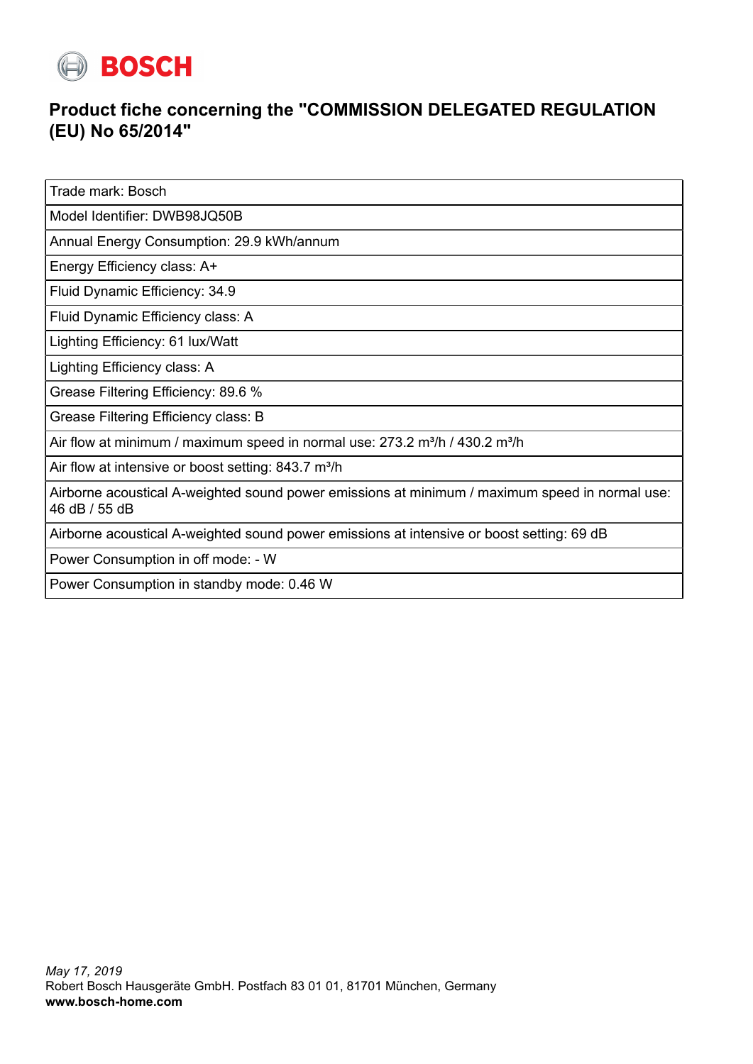BOSCH

# Product fiche concerning the "COMMISSION DELEGATED REGULATION (EU) No 65/2014"

| Trade mark: Bosch |
|---|
| Model Identifier: DWB98JQ50B |
| Annual Energy Consumption: 29.9 kWh/annum |
| Energy Efficiency class: A+ |
| Fluid Dynamic Efficiency: 34.9 |
| Fluid Dynamic Efficiency class: A |
| Lighting Efficiency: 61 lux/Watt |
| Lighting Efficiency class: A |
| Grease Filtering Efficiency: 89.6 % |
| Grease Filtering Efficiency class: B |
| Air flow at minimum / maximum speed in normal use: 273.2 m³/h / 430.2 m³/h |
| Air flow at intensive or boost setting: 843.7 m³/h |
| Airborne acoustical A-weighted sound power emissions at minimum / maximum speed in normal use: 46 dB / 55 dB |
| Airborne acoustical A-weighted sound power emissions at intensive or boost setting: 69 dB |
| Power Consumption in off mode: - W |
| Power Consumption in standby mode: 0.46 W |

*May 17, 2019*
Robert Bosch Hausgeräte GmbH. Postfach 83 01 01, 81701 München, Germany
**www.bosch-home.com**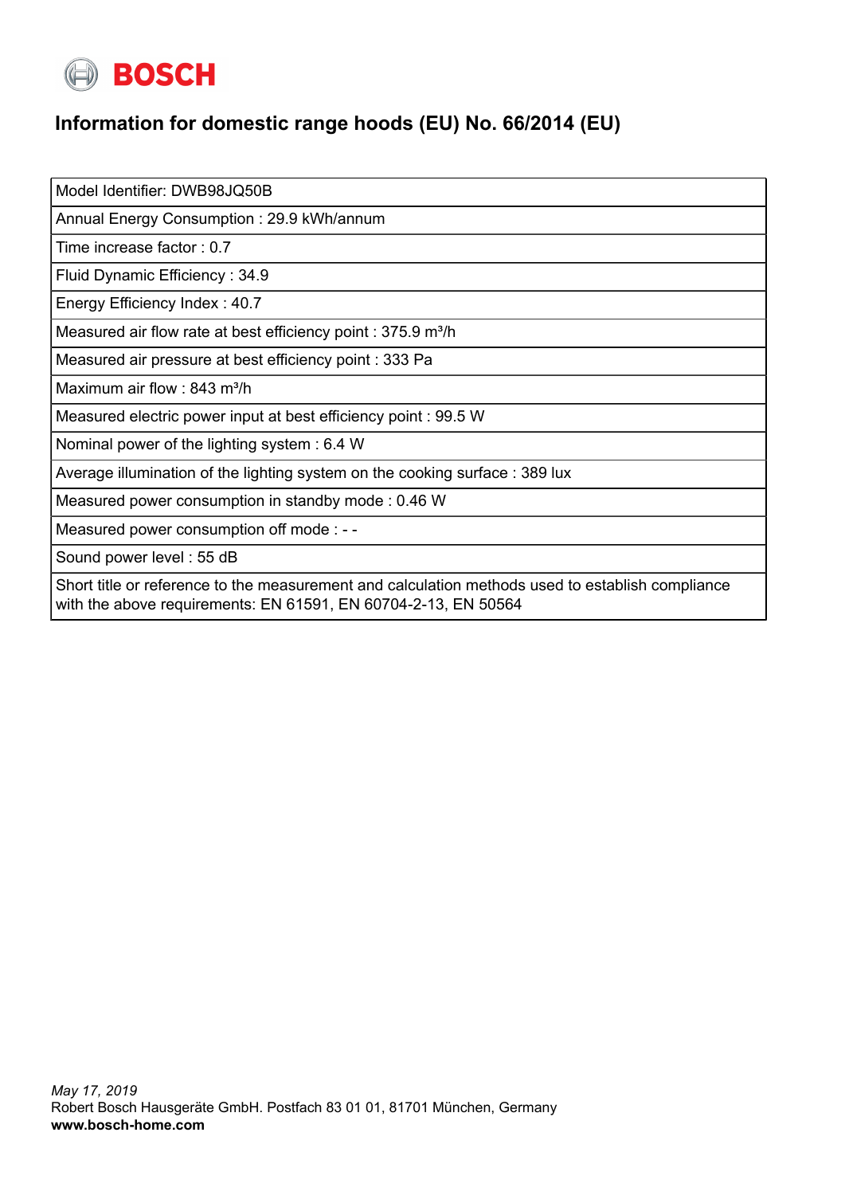BOSCH

## Information for domestic range hoods (EU) No. 66/2014 (EU)

| |
|---|
| Model Identifier: DWB98JQ50B |
| Annual Energy Consumption : 29.9 kWh/annum |
| Time increase factor : 0.7 |
| Fluid Dynamic Efficiency : 34.9 |
| Energy Efficiency Index : 40.7 |
| Measured air flow rate at best efficiency point : 375.9 m³/h |
| Measured air pressure at best efficiency point : 333 Pa |
| Maximum air flow : 843 m³/h |
| Measured electric power input at best efficiency point : 99.5 W |
| Nominal power of the lighting system : 6.4 W |
| Average illumination of the lighting system on the cooking surface : 389 lux |
| Measured power consumption in standby mode : 0.46 W |
| Measured power consumption off mode : - - |
| Sound power level : 55 dB |
| Short title or reference to the measurement and calculation methods used to establish compliance with the above requirements: EN 61591, EN 60704-2-13, EN 50564 |

*May 17, 2019*
Robert Bosch Hausgeräte GmbH. Postfach 83 01 01, 81701 München, Germany
**www.bosch-home.com**